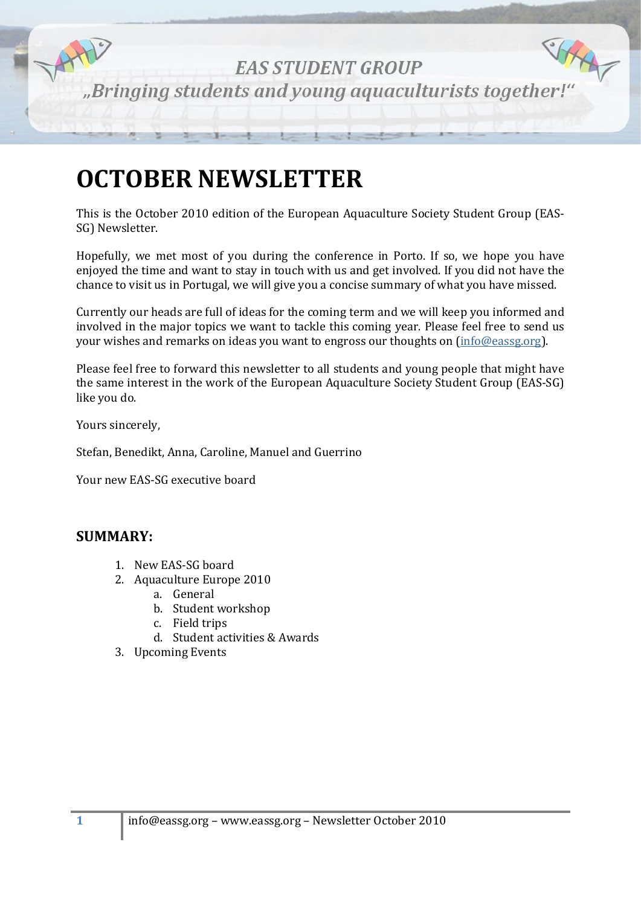EAS STUDENT GROUP

*„Bringing students and young aquaculturists together!"*

# OCTOBER NEWSLETTER

This is the October 2010 edition of the European Aquaculture Society Student Group (EAS-SG) Newsletter.

Hopefully, we met most of you during the conference in Porto. If so, we hope you have enjoyed the time and want to stay in touch with us and get involved. If you did not have the chance to visit us in Portugal, we will give you a concise summary of what you have missed.

Currently our heads are full of ideas for the coming term and we will keep you informed and involved in the major topics we want to tackle this coming year. Please feel free to send us your wishes and remarks on ideas you want to engross our thoughts on (info@eassg.org).

Please feel free to forward this newsletter to all students and young people that might have the same interest in the work of the European Aquaculture Society Student Group (EAS-SG) like you do.

Yours sincerely,

Stefan, Benedikt, Anna, Caroline, Manuel and Guerrino

Your new EAS-SG executive board

## SUMMARY:

1. New EAS-SG board
2. Aquaculture Europe 2010
   a. General
   b. Student workshop
   c. Field trips
   d. Student activities & Awards
3. Upcoming Events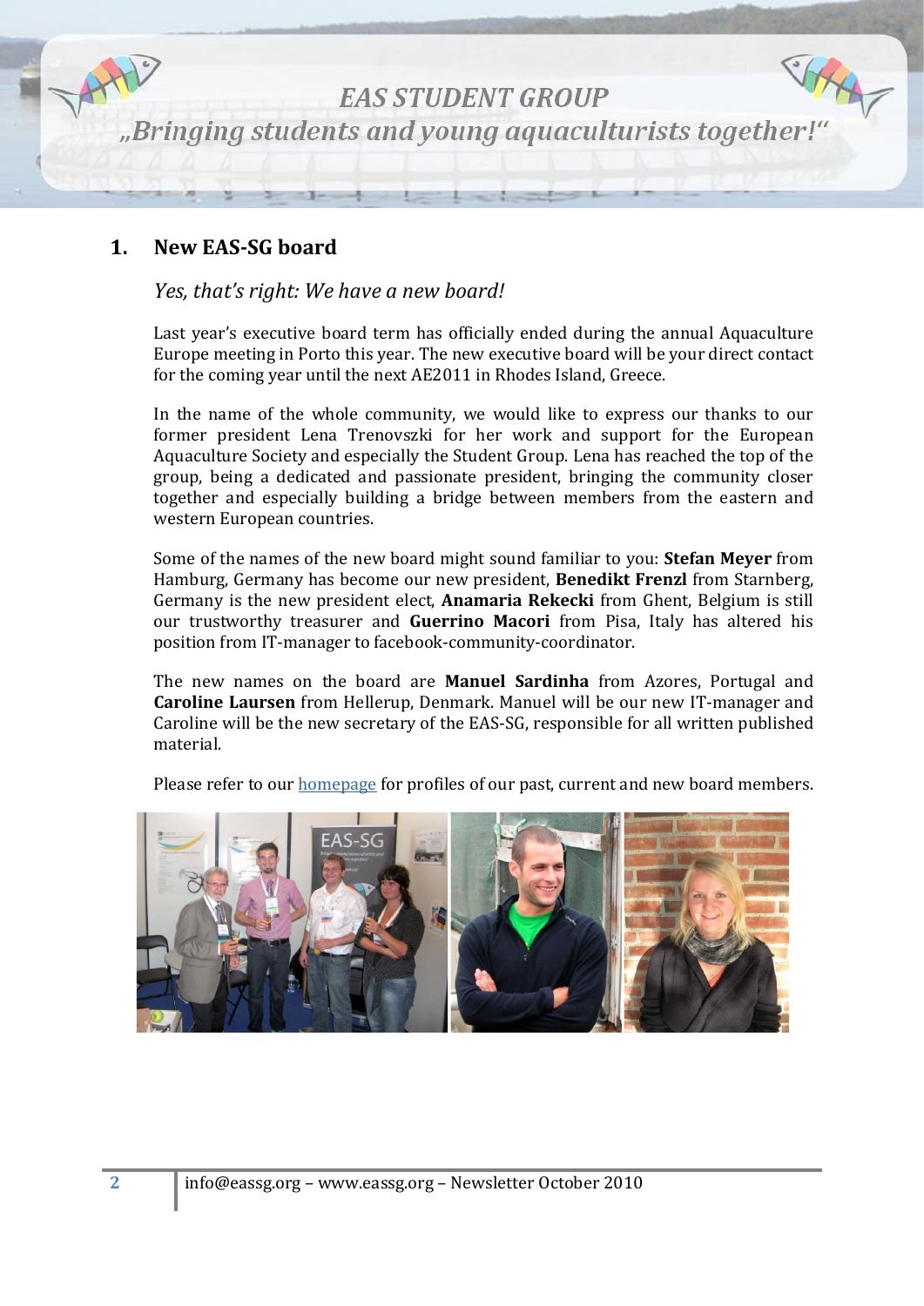## 1. New EAS-SG board

*Yes, that's right: We have a new board!*

Last year's executive board term has officially ended during the annual Aquaculture Europe meeting in Porto this year. The new executive board will be your direct contact for the coming year until the next AE2011 in Rhodes Island, Greece.

In the name of the whole community, we would like to express our thanks to our former president Lena Trenovszki for her work and support for the European Aquaculture Society and especially the Student Group. Lena has reached the top of the group, being a dedicated and passionate president, bringing the community closer together and especially building a bridge between members from the eastern and western European countries.

Some of the names of the new board might sound familiar to you: **Stefan Meyer** from Hamburg, Germany has become our new president, **Benedikt Frenzl** from Starnberg, Germany is the new president elect, **Anamaria Rekecki** from Ghent, Belgium is still our trustworthy treasurer and **Guerrino Macori** from Pisa, Italy has altered his position from IT-manager to facebook-community-coordinator.

The new names on the board are **Manuel Sardinha** from Azores, Portugal and **Caroline Laursen** from Hellerup, Denmark. Manuel will be our new IT-manager and Caroline will be the new secretary of the EAS-SG, responsible for all written published material.

Please refer to our homepage for profiles of our past, current and new board members.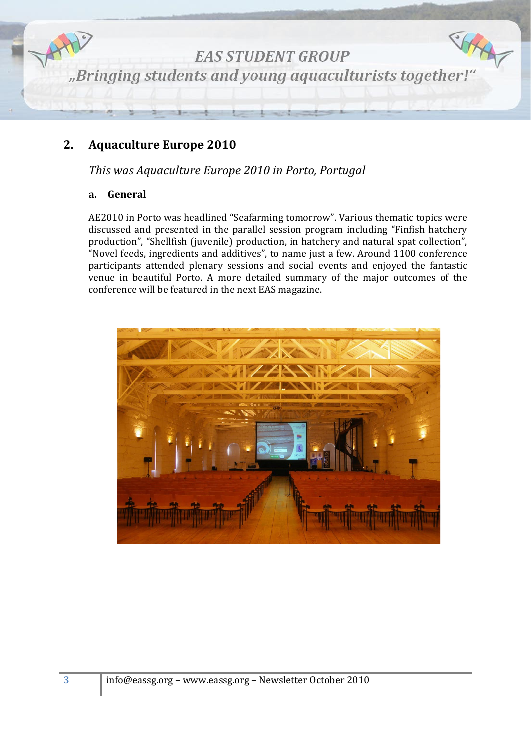## 2. Aquaculture Europe 2010

*This was Aquaculture Europe 2010 in Porto, Portugal*

### a. General

AE2010 in Porto was headlined "Seafarming tomorrow". Various thematic topics were discussed and presented in the parallel session program including "Finfish hatchery production", "Shellfish (juvenile) production, in hatchery and natural spat collection", "Novel feeds, ingredients and additives", to name just a few. Around 1100 conference participants attended plenary sessions and social events and enjoyed the fantastic venue in beautiful Porto. A more detailed summary of the major outcomes of the conference will be featured in the next EAS magazine.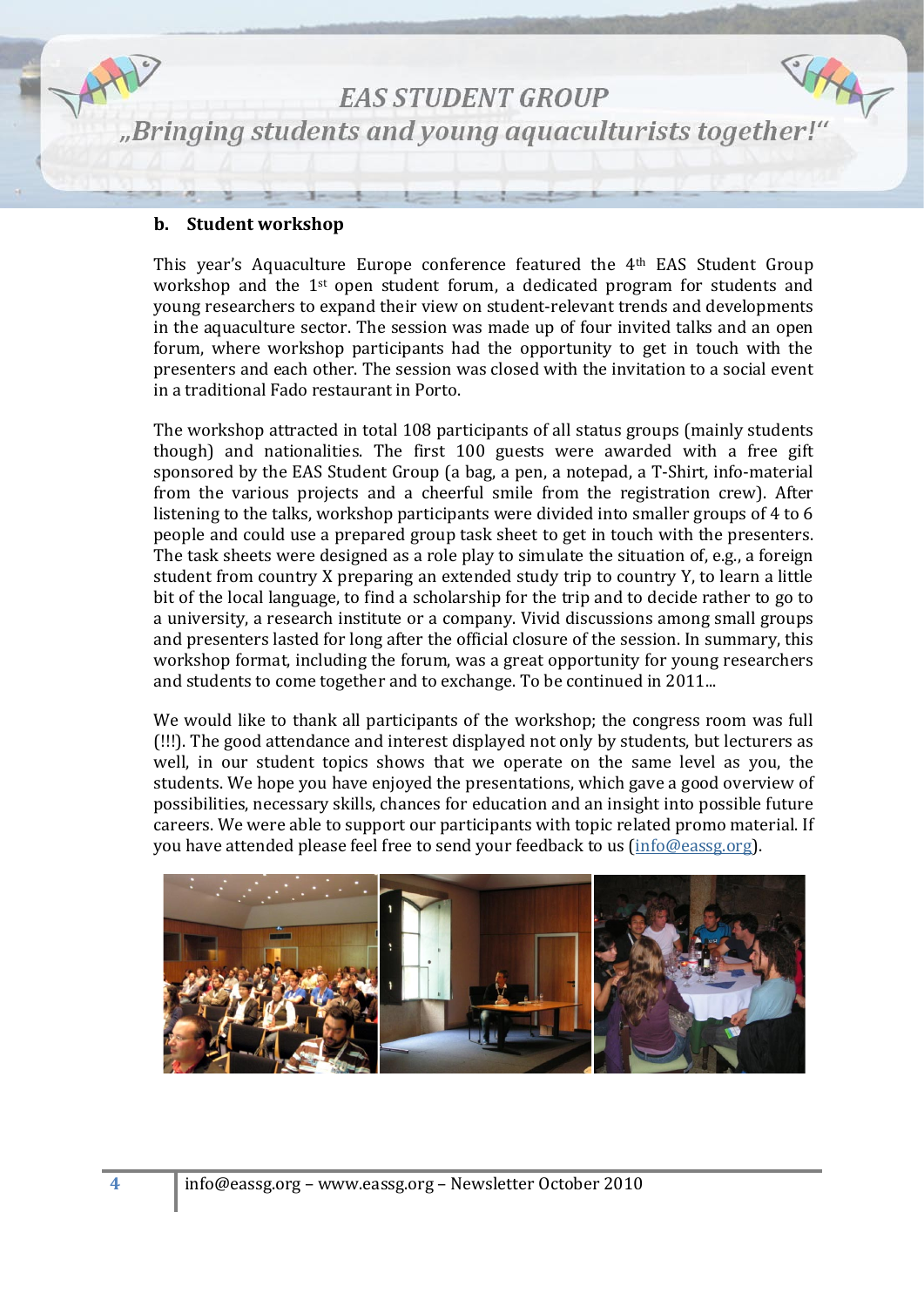### b. Student workshop

This year's Aquaculture Europe conference featured the 4th EAS Student Group workshop and the 1st open student forum, a dedicated program for students and young researchers to expand their view on student-relevant trends and developments in the aquaculture sector. The session was made up of four invited talks and an open forum, where workshop participants had the opportunity to get in touch with the presenters and each other. The session was closed with the invitation to a social event in a traditional Fado restaurant in Porto.

The workshop attracted in total 108 participants of all status groups (mainly students though) and nationalities. The first 100 guests were awarded with a free gift sponsored by the EAS Student Group (a bag, a pen, a notepad, a T-Shirt, info-material from the various projects and a cheerful smile from the registration crew). After listening to the talks, workshop participants were divided into smaller groups of 4 to 6 people and could use a prepared group task sheet to get in touch with the presenters. The task sheets were designed as a role play to simulate the situation of, e.g., a foreign student from country X preparing an extended study trip to country Y, to learn a little bit of the local language, to find a scholarship for the trip and to decide rather to go to a university, a research institute or a company. Vivid discussions among small groups and presenters lasted for long after the official closure of the session. In summary, this workshop format, including the forum, was a great opportunity for young researchers and students to come together and to exchange. To be continued in 2011...

We would like to thank all participants of the workshop; the congress room was full (!!!). The good attendance and interest displayed not only by students, but lecturers as well, in our student topics shows that we operate on the same level as you, the students. We hope you have enjoyed the presentations, which gave a good overview of possibilities, necessary skills, chances for education and an insight into possible future careers. We were able to support our participants with topic related promo material. If you have attended please feel free to send your feedback to us (info@eassg.org).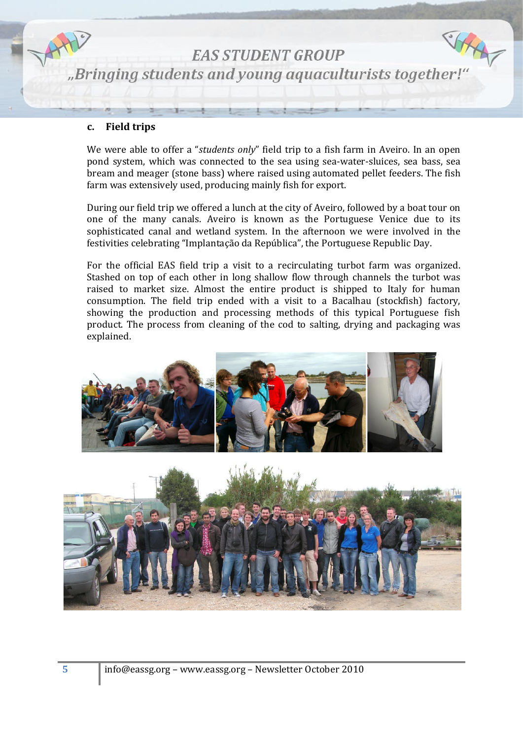### c. Field trips

We were able to offer a "*students only*" field trip to a fish farm in Aveiro. In an open pond system, which was connected to the sea using sea-water-sluices, sea bass, sea bream and meager (stone bass) where raised using automated pellet feeders. The fish farm was extensively used, producing mainly fish for export.

During our field trip we offered a lunch at the city of Aveiro, followed by a boat tour on one of the many canals. Aveiro is known as the Portuguese Venice due to its sophisticated canal and wetland system. In the afternoon we were involved in the festivities celebrating "Implantação da República", the Portuguese Republic Day.

For the official EAS field trip a visit to a recirculating turbot farm was organized. Stashed on top of each other in long shallow flow through channels the turbot was raised to market size. Almost the entire product is shipped to Italy for human consumption. The field trip ended with a visit to a Bacalhau (stockfish) factory, showing the production and processing methods of this typical Portuguese fish product. The process from cleaning of the cod to salting, drying and packaging was explained.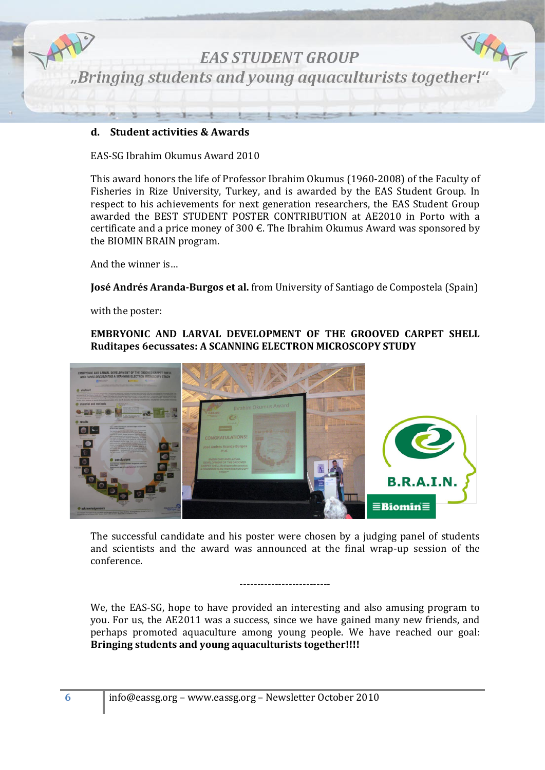### d. Student activities & Awards

EAS-SG Ibrahim Okumus Award 2010

This award honors the life of Professor Ibrahim Okumus (1960-2008) of the Faculty of Fisheries in Rize University, Turkey, and is awarded by the EAS Student Group. In respect to his achievements for next generation researchers, the EAS Student Group awarded the BEST STUDENT POSTER CONTRIBUTION at AE2010 in Porto with a certificate and a price money of 300 €. The Ibrahim Okumus Award was sponsored by the BIOMIN BRAIN program.

And the winner is…

**José Andrés Aranda-Burgos et al.** from University of Santiago de Compostela (Spain)

with the poster:

**EMBRYONIC AND LARVAL DEVELOPMENT OF THE GROOVED CARPET SHELL Ruditapes 6ecussates: A SCANNING ELECTRON MICROSCOPY STUDY**

The successful candidate and his poster were chosen by a judging panel of students and scientists and the award was announced at the final wrap-up session of the conference.

-------------------------

We, the EAS-SG, hope to have provided an interesting and also amusing program to you. For us, the AE2011 was a success, since we have gained many new friends, and perhaps promoted aquaculture among young people. We have reached our goal: **Bringing students and young aquaculturists together!!!!**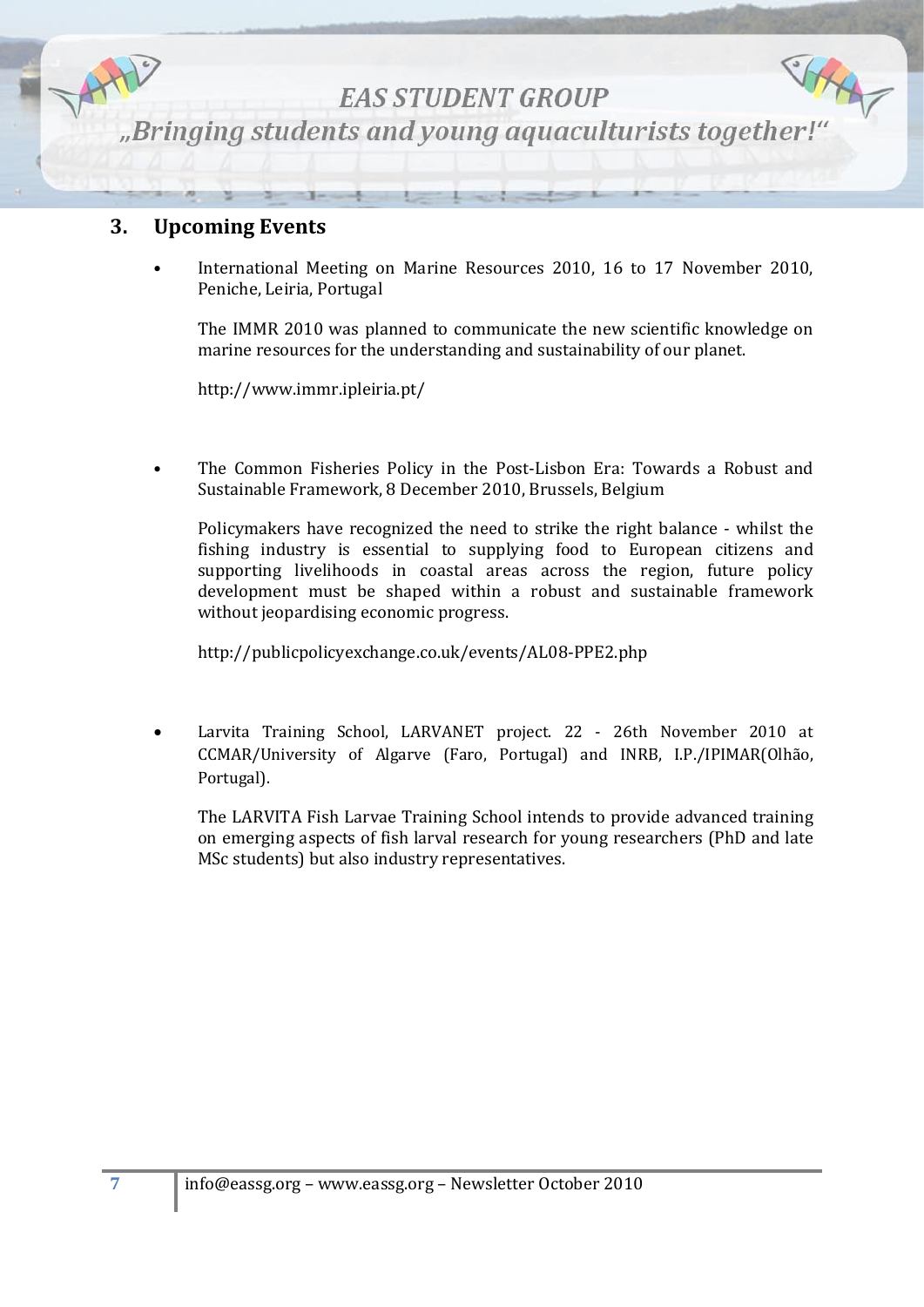## 3. Upcoming Events

- International Meeting on Marine Resources 2010, 16 to 17 November 2010, Peniche, Leiria, Portugal

  The IMMR 2010 was planned to communicate the new scientific knowledge on marine resources for the understanding and sustainability of our planet.

  http://www.immr.ipleiria.pt/

- The Common Fisheries Policy in the Post-Lisbon Era: Towards a Robust and Sustainable Framework, 8 December 2010, Brussels, Belgium

  Policymakers have recognized the need to strike the right balance - whilst the fishing industry is essential to supplying food to European citizens and supporting livelihoods in coastal areas across the region, future policy development must be shaped within a robust and sustainable framework without jeopardising economic progress.

  http://publicpolicyexchange.co.uk/events/AL08-PPE2.php

- Larvita Training School, LARVANET project. 22 - 26th November 2010 at CCMAR/University of Algarve (Faro, Portugal) and INRB, I.P./IPIMAR(Olhão, Portugal).

  The LARVITA Fish Larvae Training School intends to provide advanced training on emerging aspects of fish larval research for young researchers (PhD and late MSc students) but also industry representatives.